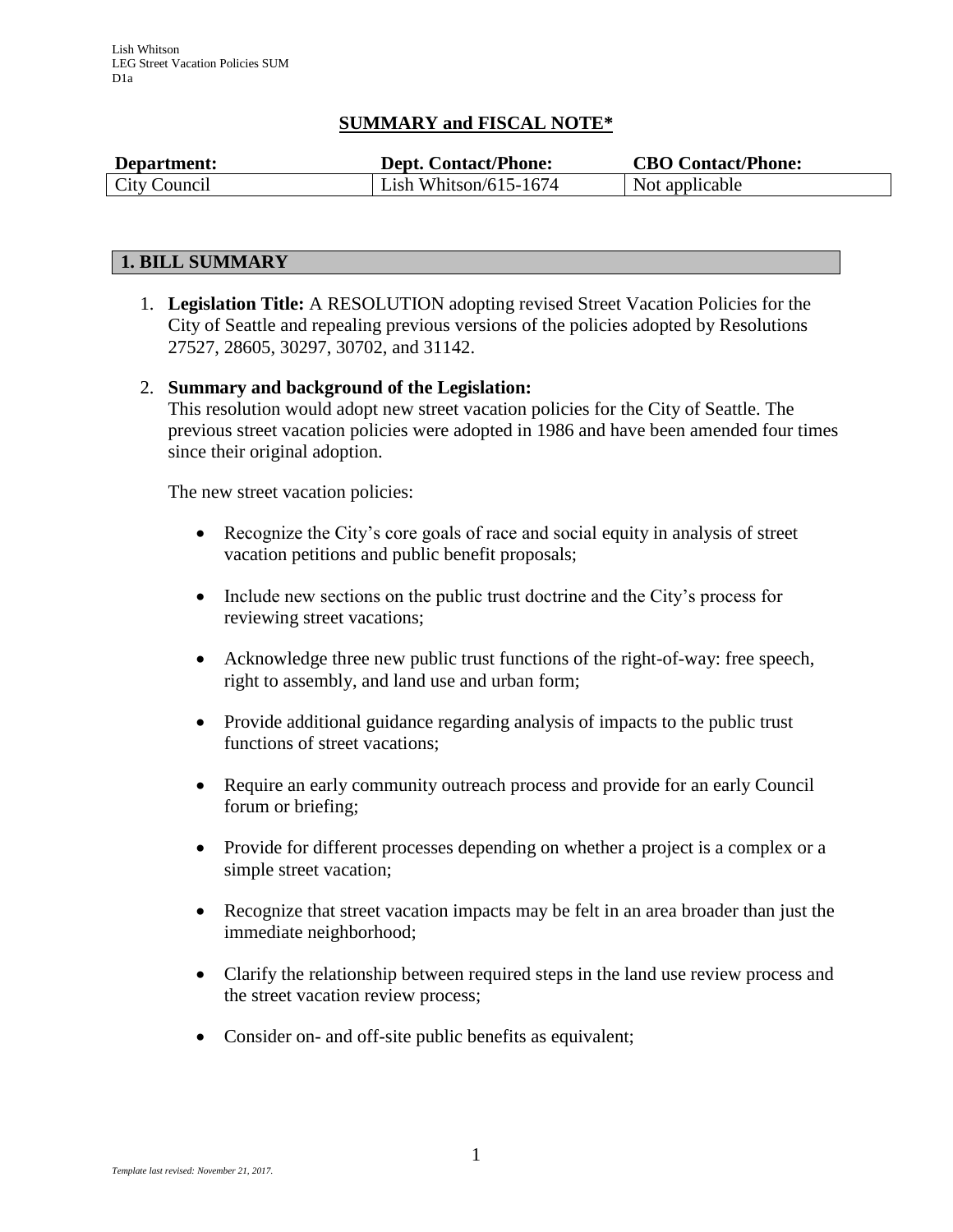Lish Whitson
LEG Street Vacation Policies SUM
D1a

# SUMMARY and FISCAL NOTE*

| Department: | Dept. Contact/Phone: | CBO Contact/Phone: |
| --- | --- | --- |
| City Council | Lish Whitson/615-1674 | Not applicable |

## 1. BILL SUMMARY

1. **Legislation Title:** A RESOLUTION adopting revised Street Vacation Policies for the City of Seattle and repealing previous versions of the policies adopted by Resolutions 27527, 28605, 30297, 30702, and 31142.

2. **Summary and background of the Legislation:**
This resolution would adopt new street vacation policies for the City of Seattle. The previous street vacation policies were adopted in 1986 and have been amended four times since their original adoption.

   The new street vacation policies:

   - Recognize the City's core goals of race and social equity in analysis of street vacation petitions and public benefit proposals;
   - Include new sections on the public trust doctrine and the City's process for reviewing street vacations;
   - Acknowledge three new public trust functions of the right-of-way: free speech, right to assembly, and land use and urban form;
   - Provide additional guidance regarding analysis of impacts to the public trust functions of street vacations;
   - Require an early community outreach process and provide for an early Council forum or briefing;
   - Provide for different processes depending on whether a project is a complex or a simple street vacation;
   - Recognize that street vacation impacts may be felt in an area broader than just the immediate neighborhood;
   - Clarify the relationship between required steps in the land use review process and the street vacation review process;
   - Consider on- and off-site public benefits as equivalent;

*Template last revised: November 21, 2017.*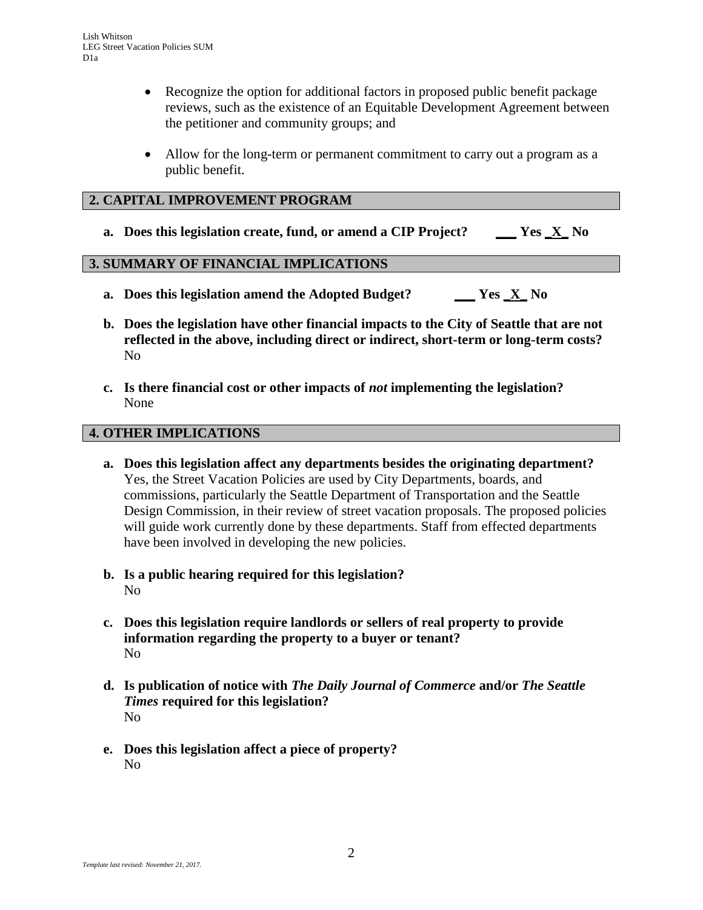- Recognize the option for additional factors in proposed public benefit package reviews, such as the existence of an Equitable Development Agreement between the petitioner and community groups; and
- Allow for the long-term or permanent commitment to carry out a program as a public benefit.

## 2. CAPITAL IMPROVEMENT PROGRAM

**a. Does this legislation create, fund, or amend a CIP Project? \_\_\_ Yes \_X\_ No**

## 3. SUMMARY OF FINANCIAL IMPLICATIONS

**a. Does this legislation amend the Adopted Budget? \_\_\_ Yes \_X\_ No**

**b. Does the legislation have other financial impacts to the City of Seattle that are not reflected in the above, including direct or indirect, short-term or long-term costs?**
No

**c. Is there financial cost or other impacts of *not* implementing the legislation?**
None

## 4. OTHER IMPLICATIONS

**a. Does this legislation affect any departments besides the originating department?**
Yes, the Street Vacation Policies are used by City Departments, boards, and commissions, particularly the Seattle Department of Transportation and the Seattle Design Commission, in their review of street vacation proposals. The proposed policies will guide work currently done by these departments. Staff from effected departments have been involved in developing the new policies.

**b. Is a public hearing required for this legislation?**
No

**c. Does this legislation require landlords or sellers of real property to provide information regarding the property to a buyer or tenant?**
No

**d. Is publication of notice with *The Daily Journal of Commerce* and/or *The Seattle Times* required for this legislation?**
No

**e. Does this legislation affect a piece of property?**
No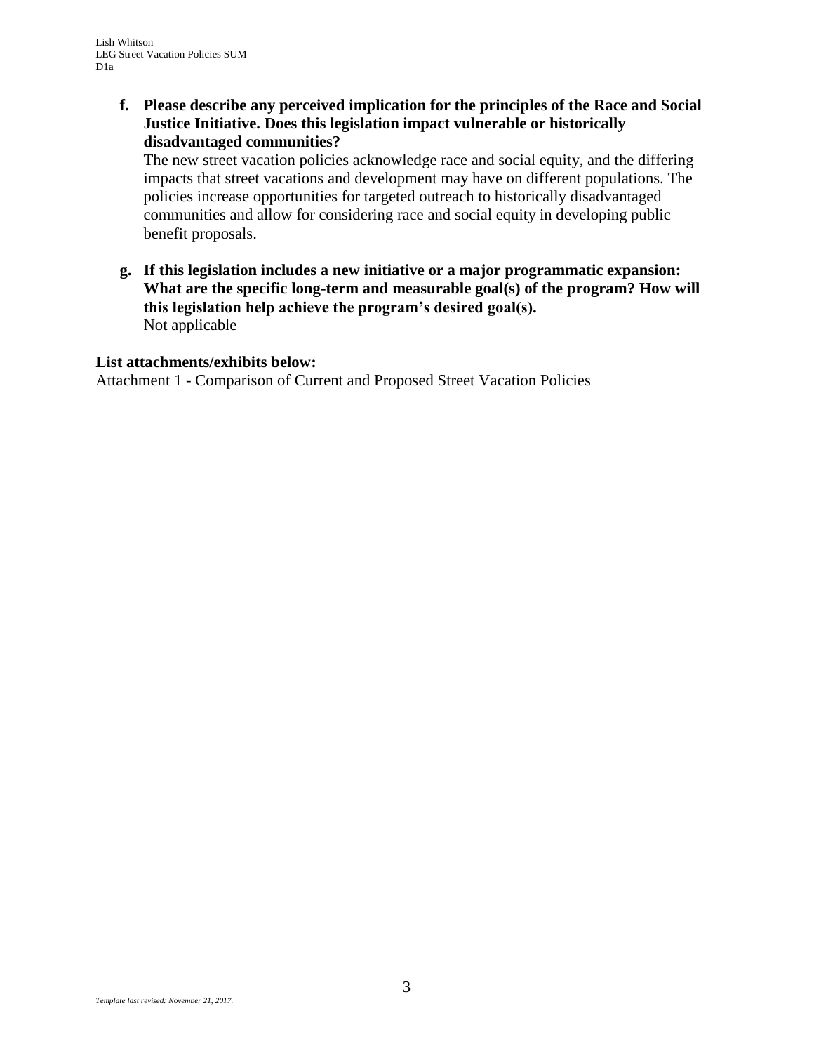**f. Please describe any perceived implication for the principles of the Race and Social Justice Initiative. Does this legislation impact vulnerable or historically disadvantaged communities?**

The new street vacation policies acknowledge race and social equity, and the differing impacts that street vacations and development may have on different populations. The policies increase opportunities for targeted outreach to historically disadvantaged communities and allow for considering race and social equity in developing public benefit proposals.

**g. If this legislation includes a new initiative or a major programmatic expansion: What are the specific long-term and measurable goal(s) of the program? How will this legislation help achieve the program's desired goal(s).**

Not applicable

**List attachments/exhibits below:**

Attachment 1 - Comparison of Current and Proposed Street Vacation Policies